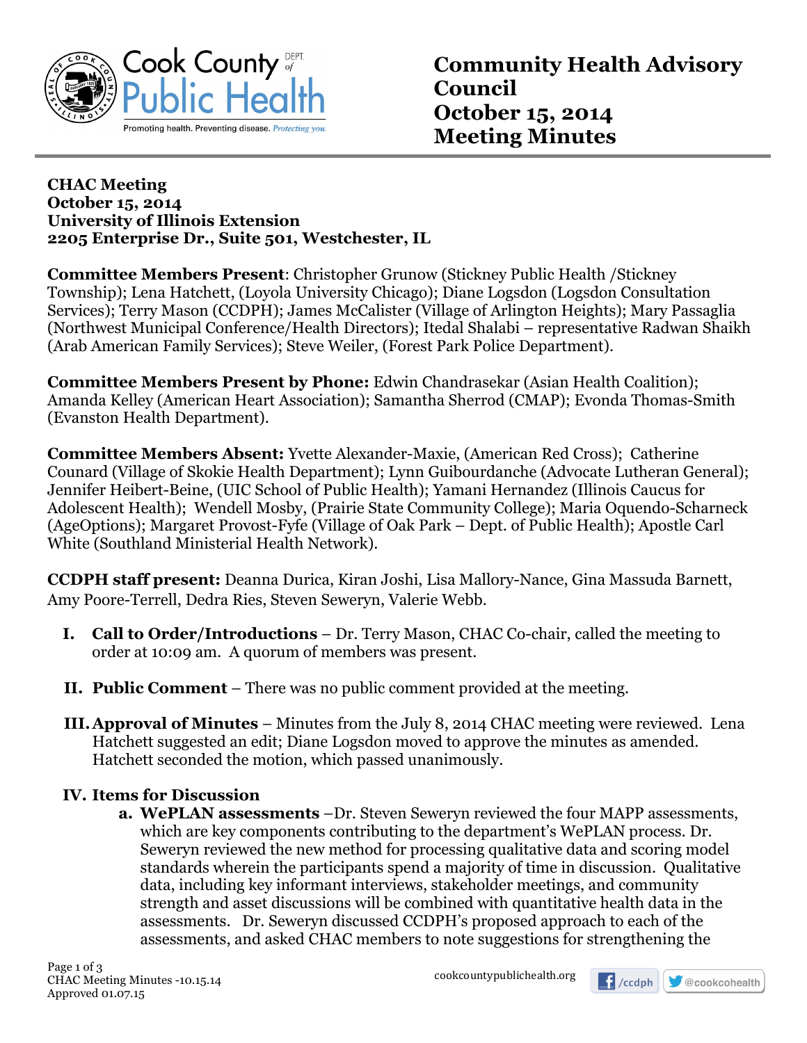# Community Health Advisory Council
# October 15, 2014
# Meeting Minutes

**CHAC Meeting**
**October 15, 2014**
**University of Illinois Extension**
**2205 Enterprise Dr., Suite 501, Westchester, IL**

**Committee Members Present**: Christopher Grunow (Stickney Public Health /Stickney Township); Lena Hatchett, (Loyola University Chicago); Diane Logsdon (Logsdon Consultation Services); Terry Mason (CCDPH); James McCalister (Village of Arlington Heights); Mary Passaglia (Northwest Municipal Conference/Health Directors); Itedal Shalabi – representative Radwan Shaikh (Arab American Family Services); Steve Weiler, (Forest Park Police Department).

**Committee Members Present by Phone:** Edwin Chandrasekar (Asian Health Coalition); Amanda Kelley (American Heart Association); Samantha Sherrod (CMAP); Evonda Thomas-Smith (Evanston Health Department).

**Committee Members Absent:** Yvette Alexander-Maxie, (American Red Cross); Catherine Counard (Village of Skokie Health Department); Lynn Guibourdanche (Advocate Lutheran General); Jennifer Heibert-Beine, (UIC School of Public Health); Yamani Hernandez (Illinois Caucus for Adolescent Health); Wendell Mosby, (Prairie State Community College); Maria Oquendo-Scharneck (AgeOptions); Margaret Provost-Fyfe (Village of Oak Park – Dept. of Public Health); Apostle Carl White (Southland Ministerial Health Network).

**CCDPH staff present:** Deanna Durica, Kiran Joshi, Lisa Mallory-Nance, Gina Massuda Barnett, Amy Poore-Terrell, Dedra Ries, Steven Seweryn, Valerie Webb.

I. **Call to Order/Introductions** – Dr. Terry Mason, CHAC Co-chair, called the meeting to order at 10:09 am. A quorum of members was present.

II. **Public Comment** – There was no public comment provided at the meeting.

III. **Approval of Minutes** – Minutes from the July 8, 2014 CHAC meeting were reviewed. Lena Hatchett suggested an edit; Diane Logsdon moved to approve the minutes as amended. Hatchett seconded the motion, which passed unanimously.

IV. **Items for Discussion**
   a. **WePLAN assessments** –Dr. Steven Seweryn reviewed the four MAPP assessments, which are key components contributing to the department's WePLAN process. Dr. Seweryn reviewed the new method for processing qualitative data and scoring model standards wherein the participants spend a majority of time in discussion. Qualitative data, including key informant interviews, stakeholder meetings, and community strength and asset discussions will be combined with quantitative health data in the assessments. Dr. Seweryn discussed CCDPH's proposed approach to each of the assessments, and asked CHAC members to note suggestions for strengthening the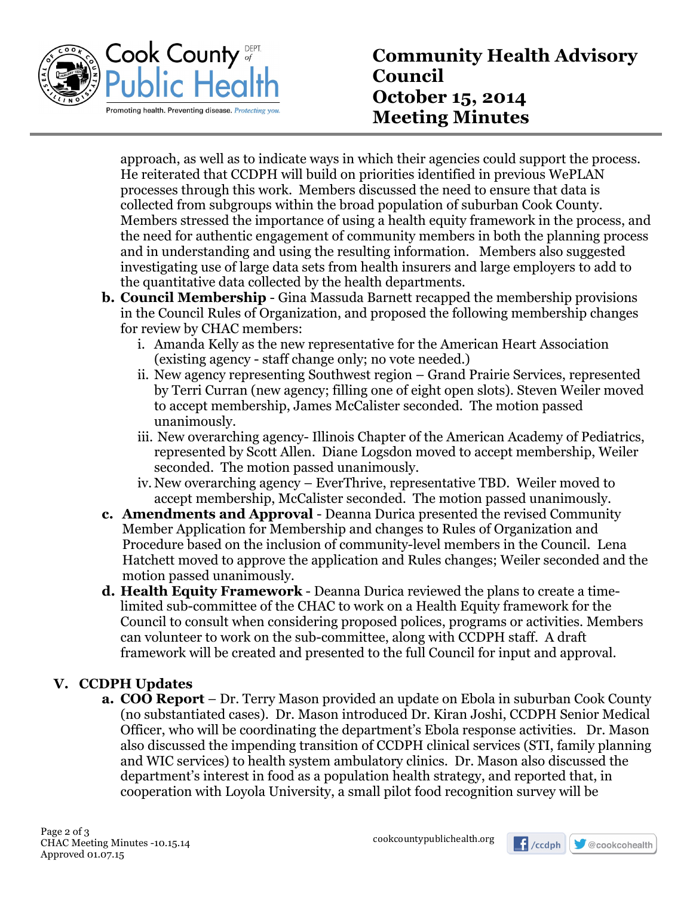approach, as well as to indicate ways in which their agencies could support the process. He reiterated that CCDPH will build on priorities identified in previous WePLAN processes through this work. Members discussed the need to ensure that data is collected from subgroups within the broad population of suburban Cook County. Members stressed the importance of using a health equity framework in the process, and the need for authentic engagement of community members in both the planning process and in understanding and using the resulting information. Members also suggested investigating use of large data sets from health insurers and large employers to add to the quantitative data collected by the health departments.

b. **Council Membership** - Gina Massuda Barnett recapped the membership provisions in the Council Rules of Organization, and proposed the following membership changes for review by CHAC members:
   i. Amanda Kelly as the new representative for the American Heart Association (existing agency - staff change only; no vote needed.)
   ii. New agency representing Southwest region – Grand Prairie Services, represented by Terri Curran (new agency; filling one of eight open slots). Steven Weiler moved to accept membership, James McCalister seconded. The motion passed unanimously.
   iii. New overarching agency- Illinois Chapter of the American Academy of Pediatrics, represented by Scott Allen. Diane Logsdon moved to accept membership, Weiler seconded. The motion passed unanimously.
   iv. New overarching agency – EverThrive, representative TBD. Weiler moved to accept membership, McCalister seconded. The motion passed unanimously.

c. **Amendments and Approval** - Deanna Durica presented the revised Community Member Application for Membership and changes to Rules of Organization and Procedure based on the inclusion of community-level members in the Council. Lena Hatchett moved to approve the application and Rules changes; Weiler seconded and the motion passed unanimously.

d. **Health Equity Framework** - Deanna Durica reviewed the plans to create a time-limited sub-committee of the CHAC to work on a Health Equity framework for the Council to consult when considering proposed polices, programs or activities. Members can volunteer to work on the sub-committee, along with CCDPH staff. A draft framework will be created and presented to the full Council for input and approval.

## V. CCDPH Updates

a. **COO Report** – Dr. Terry Mason provided an update on Ebola in suburban Cook County (no substantiated cases). Dr. Mason introduced Dr. Kiran Joshi, CCDPH Senior Medical Officer, who will be coordinating the department's Ebola response activities. Dr. Mason also discussed the impending transition of CCDPH clinical services (STI, family planning and WIC services) to health system ambulatory clinics. Dr. Mason also discussed the department's interest in food as a population health strategy, and reported that, in cooperation with Loyola University, a small pilot food recognition survey will be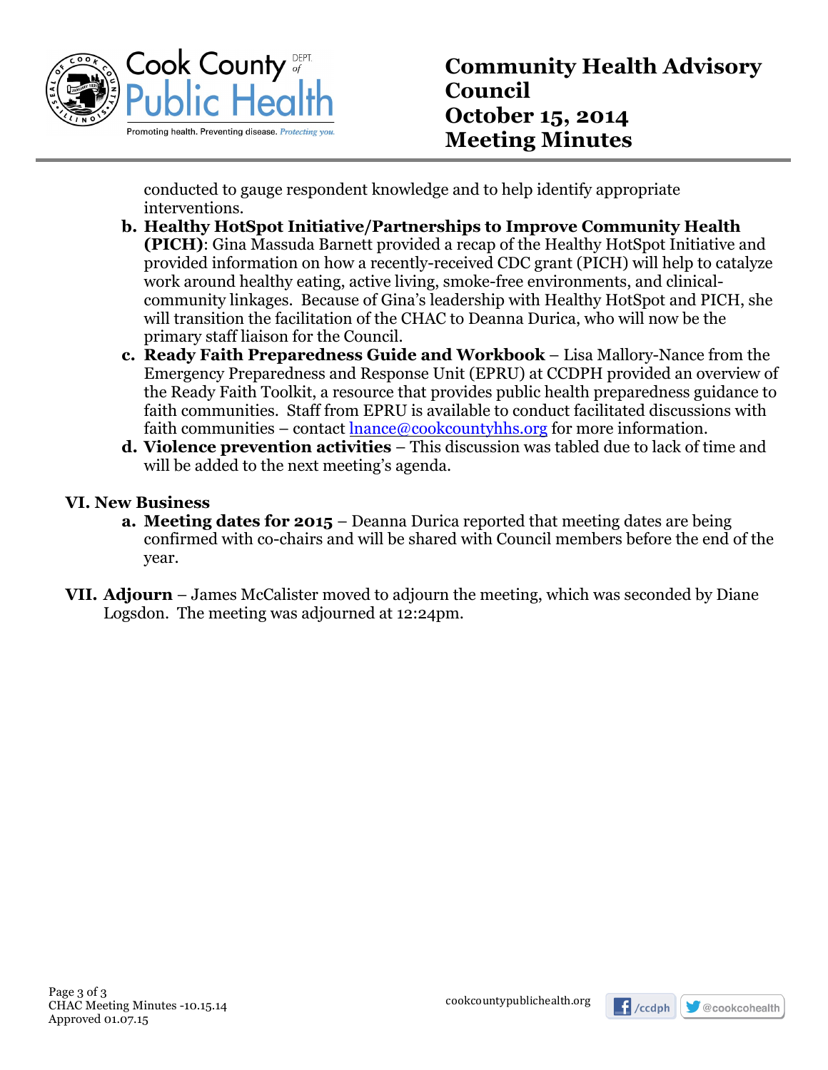conducted to gauge respondent knowledge and to help identify appropriate interventions.

b. **Healthy HotSpot Initiative/Partnerships to Improve Community Health (PICH)**: Gina Massuda Barnett provided a recap of the Healthy HotSpot Initiative and provided information on how a recently-received CDC grant (PICH) will help to catalyze work around healthy eating, active living, smoke-free environments, and clinical-community linkages. Because of Gina's leadership with Healthy HotSpot and PICH, she will transition the facilitation of the CHAC to Deanna Durica, who will now be the primary staff liaison for the Council.

c. **Ready Faith Preparedness Guide and Workbook** – Lisa Mallory-Nance from the Emergency Preparedness and Response Unit (EPRU) at CCDPH provided an overview of the Ready Faith Toolkit, a resource that provides public health preparedness guidance to faith communities. Staff from EPRU is available to conduct facilitated discussions with faith communities – contact lnance@cookcountyhhs.org for more information.

d. **Violence prevention activities** – This discussion was tabled due to lack of time and will be added to the next meeting's agenda.

## VI. New Business

a. **Meeting dates for 2015** – Deanna Durica reported that meeting dates are being confirmed with co-chairs and will be shared with Council members before the end of the year.

## VII. Adjourn

– James McCalister moved to adjourn the meeting, which was seconded by Diane Logsdon. The meeting was adjourned at 12:24pm.